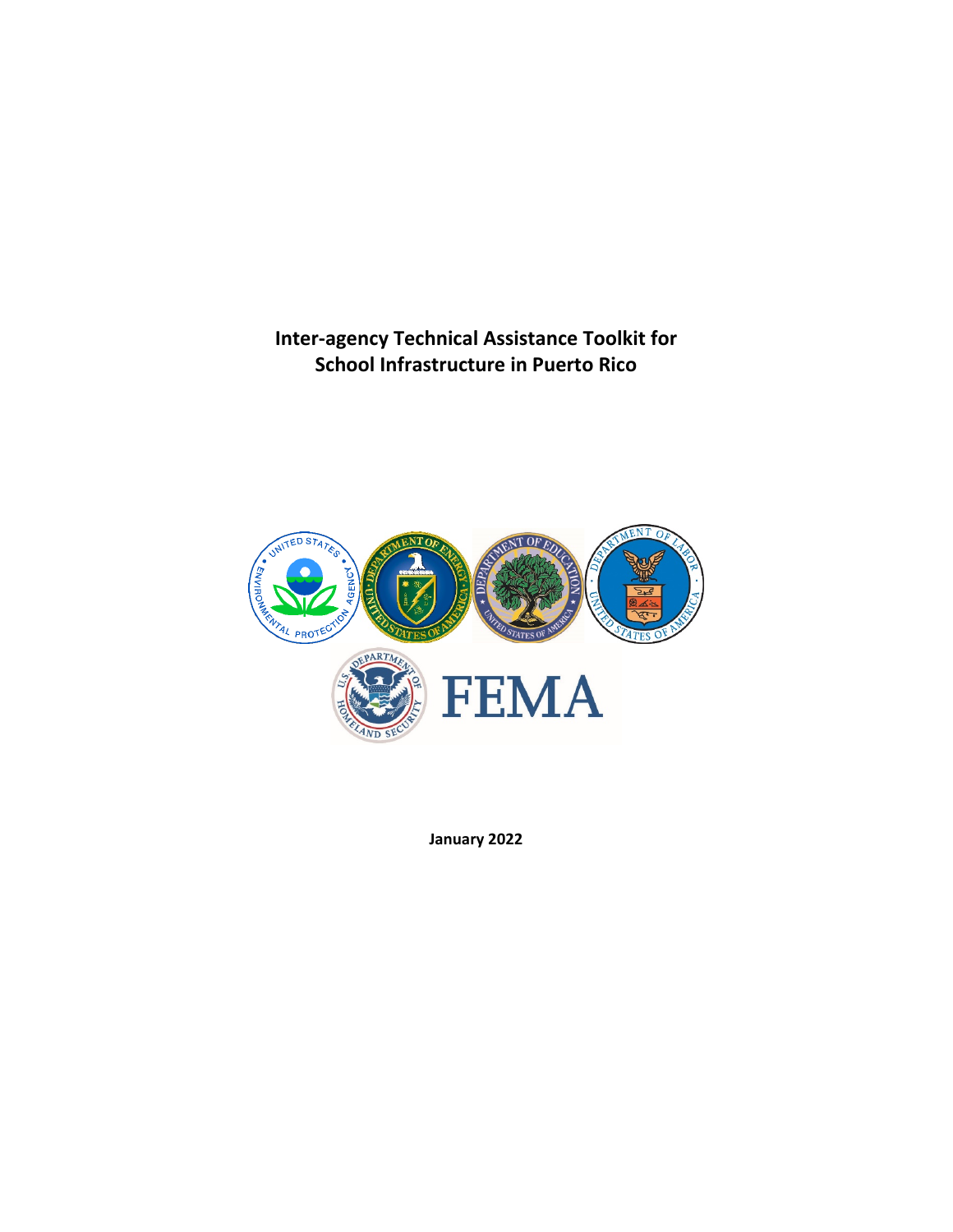# Inter-agency Technical Assistance Toolkit for School Infrastructure in Puerto Rico

January 2022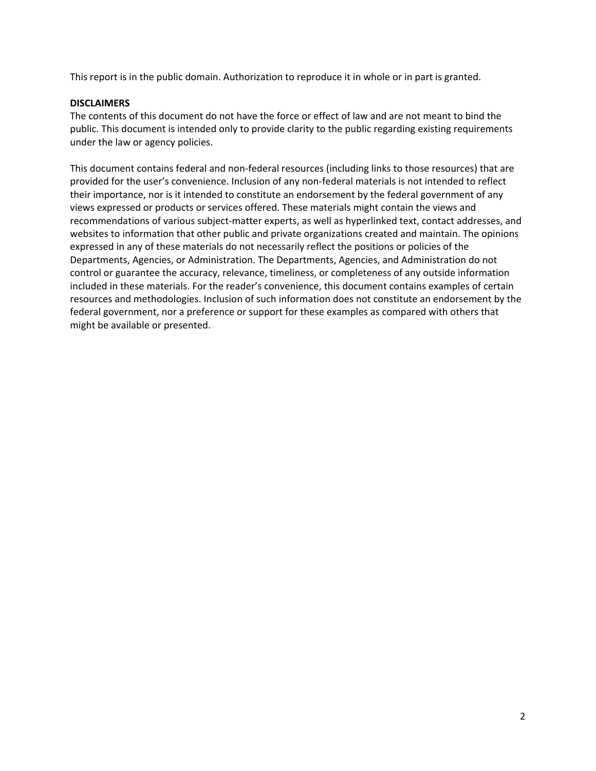This report is in the public domain. Authorization to reproduce it in whole or in part is granted.

**DISCLAIMERS**

The contents of this document do not have the force or effect of law and are not meant to bind the public. This document is intended only to provide clarity to the public regarding existing requirements under the law or agency policies.

This document contains federal and non-federal resources (including links to those resources) that are provided for the user's convenience. Inclusion of any non-federal materials is not intended to reflect their importance, nor is it intended to constitute an endorsement by the federal government of any views expressed or products or services offered. These materials might contain the views and recommendations of various subject-matter experts, as well as hyperlinked text, contact addresses, and websites to information that other public and private organizations created and maintain. The opinions expressed in any of these materials do not necessarily reflect the positions or policies of the Departments, Agencies, or Administration. The Departments, Agencies, and Administration do not control or guarantee the accuracy, relevance, timeliness, or completeness of any outside information included in these materials. For the reader's convenience, this document contains examples of certain resources and methodologies. Inclusion of such information does not constitute an endorsement by the federal government, nor a preference or support for these examples as compared with others that might be available or presented.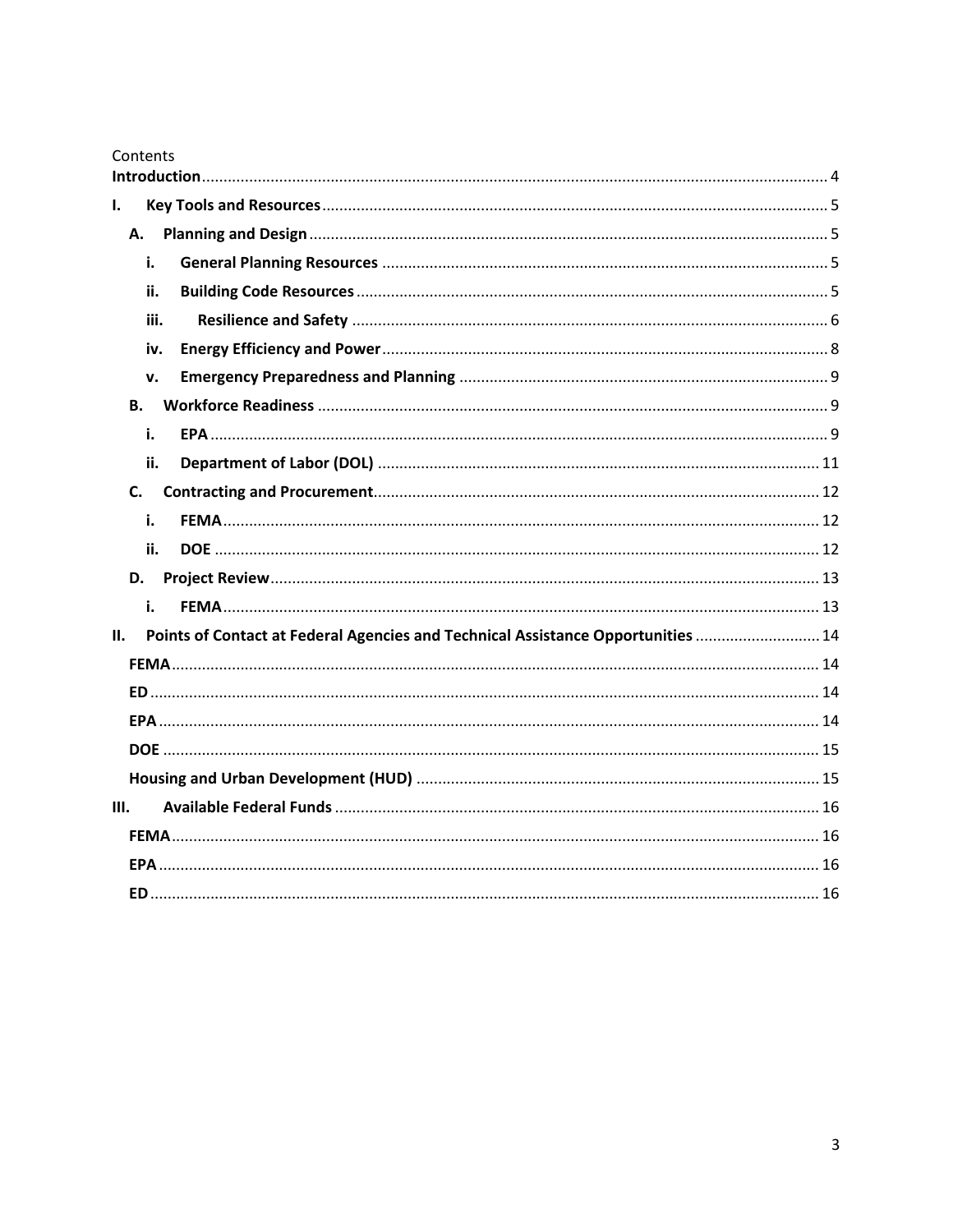Contents

**Introduction** ........ 4

I. **Key Tools and Resources** ........ 5

- A. **Planning and Design** ........ 5
  - i. **General Planning Resources** ........ 5
  - ii. **Building Code Resources** ........ 5
  - iii. **Resilience and Safety** ........ 6
  - iv. **Energy Efficiency and Power** ........ 8
  - v. **Emergency Preparedness and Planning** ........ 9
- B. **Workforce Readiness** ........ 9
  - i. **EPA** ........ 9
  - ii. **Department of Labor (DOL)** ........ 11
- C. **Contracting and Procurement** ........ 12
  - i. **FEMA** ........ 12
  - ii. **DOE** ........ 12
- D. **Project Review** ........ 13
  - i. **FEMA** ........ 13

II. **Points of Contact at Federal Agencies and Technical Assistance Opportunities** ........ 14

- **FEMA** ........ 14
- **ED** ........ 14
- **EPA** ........ 14
- **DOE** ........ 15
- **Housing and Urban Development (HUD)** ........ 15

III. **Available Federal Funds** ........ 16

- **FEMA** ........ 16
- **EPA** ........ 16
- **ED** ........ 16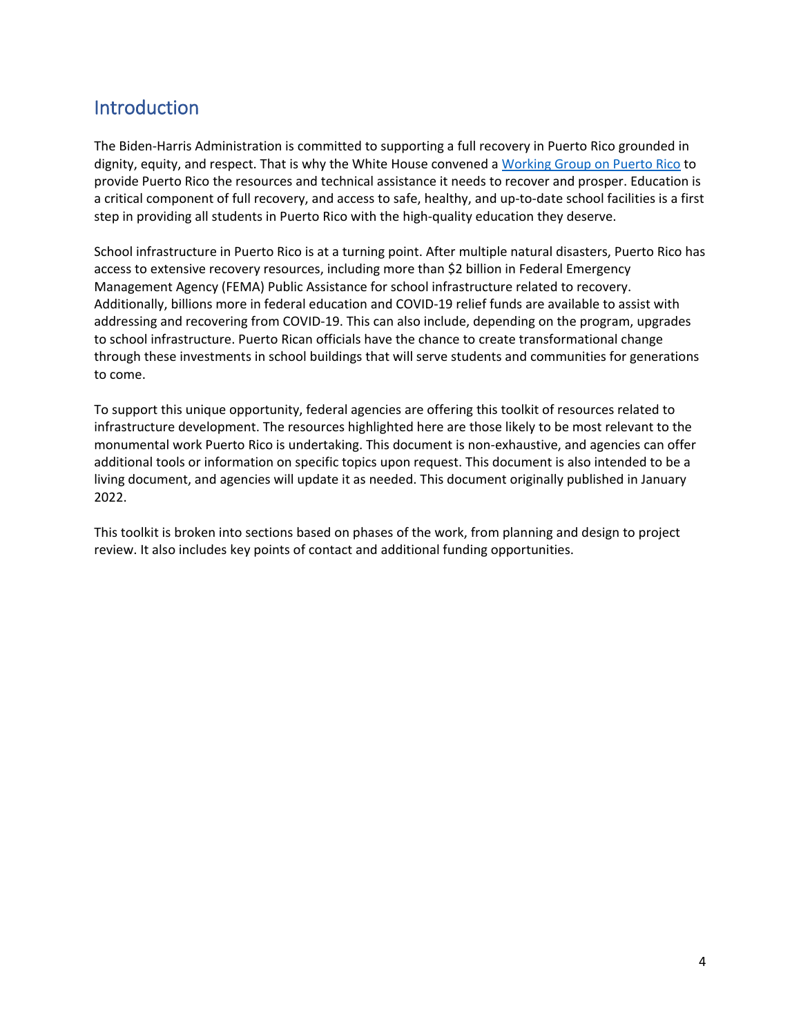## Introduction

The Biden-Harris Administration is committed to supporting a full recovery in Puerto Rico grounded in dignity, equity, and respect. That is why the White House convened a [Working Group on Puerto Rico]() to provide Puerto Rico the resources and technical assistance it needs to recover and prosper. Education is a critical component of full recovery, and access to safe, healthy, and up-to-date school facilities is a first step in providing all students in Puerto Rico with the high-quality education they deserve.

School infrastructure in Puerto Rico is at a turning point. After multiple natural disasters, Puerto Rico has access to extensive recovery resources, including more than $2 billion in Federal Emergency Management Agency (FEMA) Public Assistance for school infrastructure related to recovery. Additionally, billions more in federal education and COVID-19 relief funds are available to assist with addressing and recovering from COVID-19. This can also include, depending on the program, upgrades to school infrastructure. Puerto Rican officials have the chance to create transformational change through these investments in school buildings that will serve students and communities for generations to come.

To support this unique opportunity, federal agencies are offering this toolkit of resources related to infrastructure development. The resources highlighted here are those likely to be most relevant to the monumental work Puerto Rico is undertaking. This document is non-exhaustive, and agencies can offer additional tools or information on specific topics upon request. This document is also intended to be a living document, and agencies will update it as needed. This document originally published in January 2022.

This toolkit is broken into sections based on phases of the work, from planning and design to project review. It also includes key points of contact and additional funding opportunities.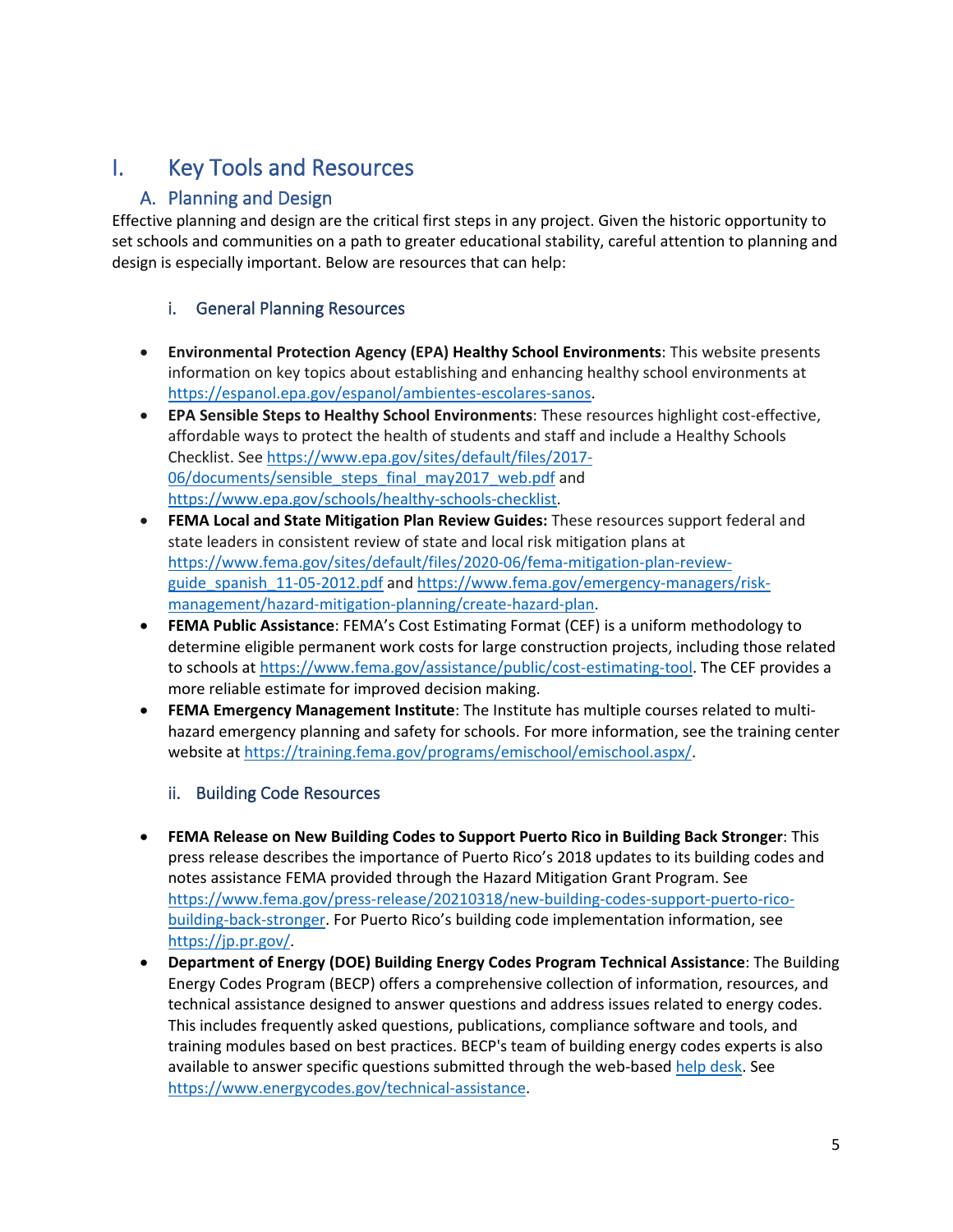# I. Key Tools and Resources

## A. Planning and Design

Effective planning and design are the critical first steps in any project. Given the historic opportunity to set schools and communities on a path to greater educational stability, careful attention to planning and design is especially important. Below are resources that can help:

### i. General Planning Resources

- **Environmental Protection Agency (EPA) Healthy School Environments**: This website presents information on key topics about establishing and enhancing healthy school environments at https://espanol.epa.gov/espanol/ambientes-escolares-sanos.
- **EPA Sensible Steps to Healthy School Environments**: These resources highlight cost-effective, affordable ways to protect the health of students and staff and include a Healthy Schools Checklist. See https://www.epa.gov/sites/default/files/2017-06/documents/sensible_steps_final_may2017_web.pdf and https://www.epa.gov/schools/healthy-schools-checklist.
- **FEMA Local and State Mitigation Plan Review Guides:** These resources support federal and state leaders in consistent review of state and local risk mitigation plans at https://www.fema.gov/sites/default/files/2020-06/fema-mitigation-plan-review-guide_spanish_11-05-2012.pdf and https://www.fema.gov/emergency-managers/risk-management/hazard-mitigation-planning/create-hazard-plan.
- **FEMA Public Assistance**: FEMA's Cost Estimating Format (CEF) is a uniform methodology to determine eligible permanent work costs for large construction projects, including those related to schools at https://www.fema.gov/assistance/public/cost-estimating-tool. The CEF provides a more reliable estimate for improved decision making.
- **FEMA Emergency Management Institute**: The Institute has multiple courses related to multi-hazard emergency planning and safety for schools. For more information, see the training center website at https://training.fema.gov/programs/emischool/emischool.aspx/.

### ii. Building Code Resources

- **FEMA Release on New Building Codes to Support Puerto Rico in Building Back Stronger**: This press release describes the importance of Puerto Rico's 2018 updates to its building codes and notes assistance FEMA provided through the Hazard Mitigation Grant Program. See https://www.fema.gov/press-release/20210318/new-building-codes-support-puerto-rico-building-back-stronger. For Puerto Rico's building code implementation information, see https://jp.pr.gov/.
- **Department of Energy (DOE) Building Energy Codes Program Technical Assistance**: The Building Energy Codes Program (BECP) offers a comprehensive collection of information, resources, and technical assistance designed to answer questions and address issues related to energy codes. This includes frequently asked questions, publications, compliance software and tools, and training modules based on best practices. BECP's team of building energy codes experts is also available to answer specific questions submitted through the web-based help desk. See https://www.energycodes.gov/technical-assistance.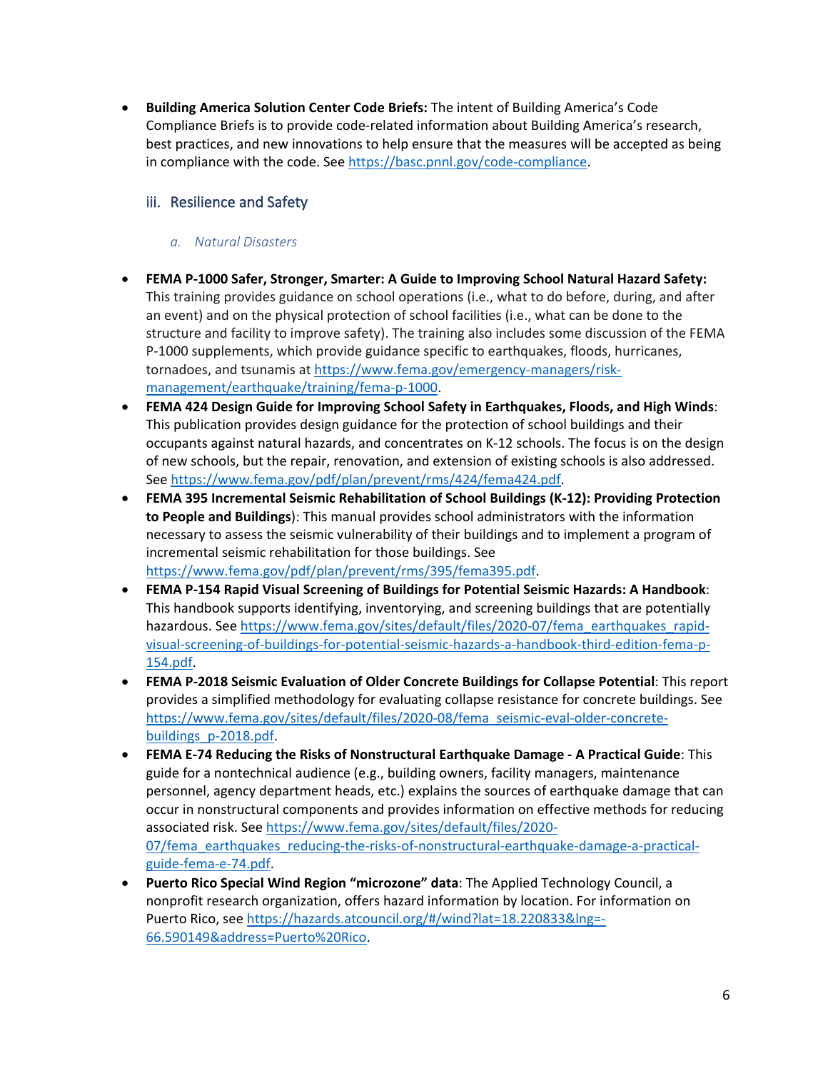- **Building America Solution Center Code Briefs:** The intent of Building America's Code Compliance Briefs is to provide code-related information about Building America's research, best practices, and new innovations to help ensure that the measures will be accepted as being in compliance with the code. See https://basc.pnnl.gov/code-compliance.

### iii. Resilience and Safety

#### *a. Natural Disasters*

- **FEMA P-1000 Safer, Stronger, Smarter: A Guide to Improving School Natural Hazard Safety:** This training provides guidance on school operations (i.e., what to do before, during, and after an event) and on the physical protection of school facilities (i.e., what can be done to the structure and facility to improve safety). The training also includes some discussion of the FEMA P-1000 supplements, which provide guidance specific to earthquakes, floods, hurricanes, tornadoes, and tsunamis at https://www.fema.gov/emergency-managers/risk-management/earthquake/training/fema-p-1000.
- **FEMA 424 Design Guide for Improving School Safety in Earthquakes, Floods, and High Winds**: This publication provides design guidance for the protection of school buildings and their occupants against natural hazards, and concentrates on K-12 schools. The focus is on the design of new schools, but the repair, renovation, and extension of existing schools is also addressed. See https://www.fema.gov/pdf/plan/prevent/rms/424/fema424.pdf.
- **FEMA 395 Incremental Seismic Rehabilitation of School Buildings (K-12): Providing Protection to People and Buildings**): This manual provides school administrators with the information necessary to assess the seismic vulnerability of their buildings and to implement a program of incremental seismic rehabilitation for those buildings. See https://www.fema.gov/pdf/plan/prevent/rms/395/fema395.pdf.
- **FEMA P-154 Rapid Visual Screening of Buildings for Potential Seismic Hazards: A Handbook**: This handbook supports identifying, inventorying, and screening buildings that are potentially hazardous. See https://www.fema.gov/sites/default/files/2020-07/fema_earthquakes_rapid-visual-screening-of-buildings-for-potential-seismic-hazards-a-handbook-third-edition-fema-p-154.pdf.
- **FEMA P-2018 Seismic Evaluation of Older Concrete Buildings for Collapse Potential**: This report provides a simplified methodology for evaluating collapse resistance for concrete buildings. See https://www.fema.gov/sites/default/files/2020-08/fema_seismic-eval-older-concrete-buildings_p-2018.pdf.
- **FEMA E-74 Reducing the Risks of Nonstructural Earthquake Damage - A Practical Guide**: This guide for a nontechnical audience (e.g., building owners, facility managers, maintenance personnel, agency department heads, etc.) explains the sources of earthquake damage that can occur in nonstructural components and provides information on effective methods for reducing associated risk. See https://www.fema.gov/sites/default/files/2020-07/fema_earthquakes_reducing-the-risks-of-nonstructural-earthquake-damage-a-practical-guide-fema-e-74.pdf.
- **Puerto Rico Special Wind Region "microzone" data**: The Applied Technology Council, a nonprofit research organization, offers hazard information by location. For information on Puerto Rico, see https://hazards.atcouncil.org/#/wind?lat=18.220833&lng=-66.590149&address=Puerto%20Rico.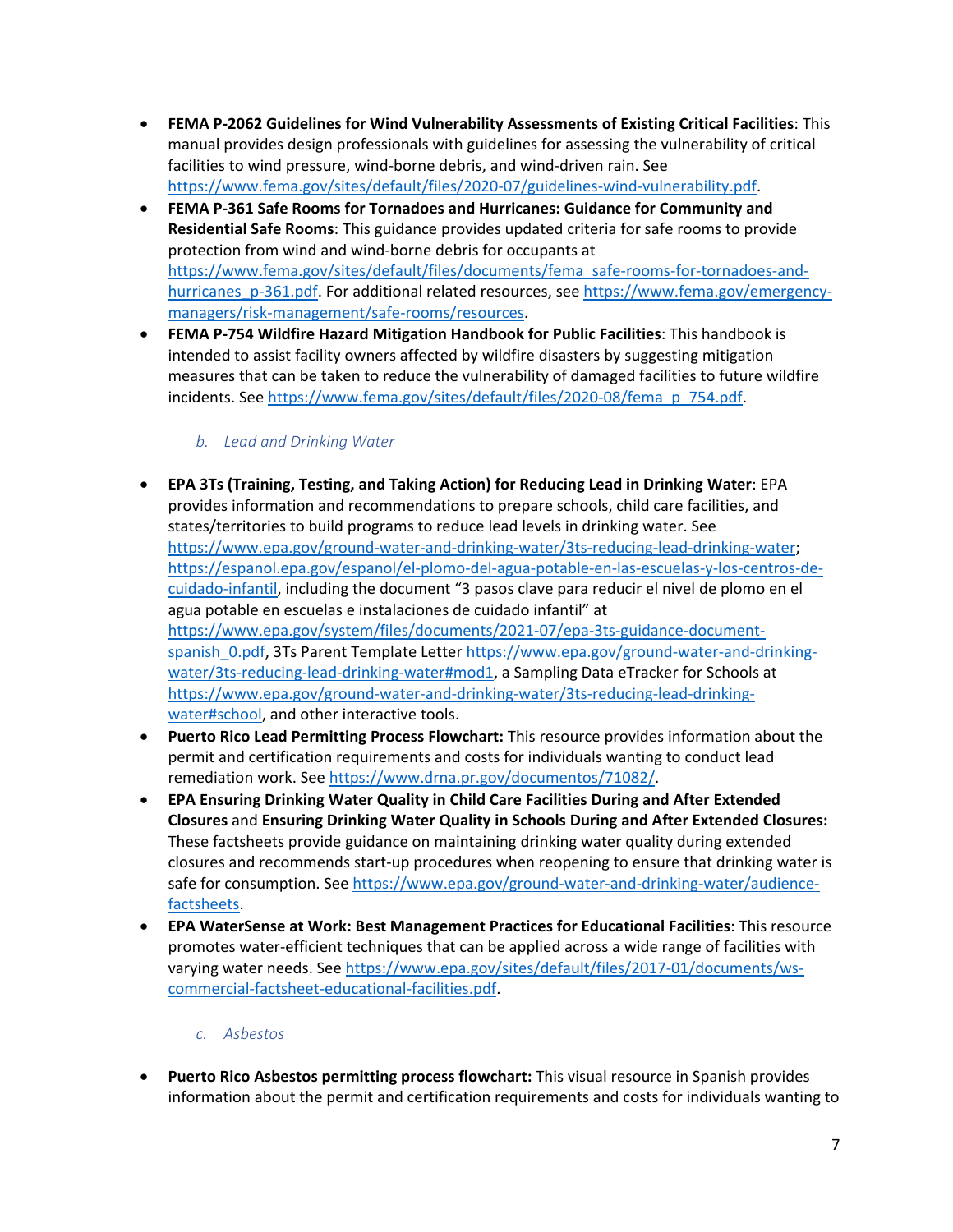- **FEMA P-2062 Guidelines for Wind Vulnerability Assessments of Existing Critical Facilities**: This manual provides design professionals with guidelines for assessing the vulnerability of critical facilities to wind pressure, wind-borne debris, and wind-driven rain. See https://www.fema.gov/sites/default/files/2020-07/guidelines-wind-vulnerability.pdf.
- **FEMA P-361 Safe Rooms for Tornadoes and Hurricanes: Guidance for Community and Residential Safe Rooms**: This guidance provides updated criteria for safe rooms to provide protection from wind and wind-borne debris for occupants at https://www.fema.gov/sites/default/files/documents/fema_safe-rooms-for-tornadoes-and-hurricanes_p-361.pdf. For additional related resources, see https://www.fema.gov/emergency-managers/risk-management/safe-rooms/resources.
- **FEMA P-754 Wildfire Hazard Mitigation Handbook for Public Facilities**: This handbook is intended to assist facility owners affected by wildfire disasters by suggesting mitigation measures that can be taken to reduce the vulnerability of damaged facilities to future wildfire incidents. See https://www.fema.gov/sites/default/files/2020-08/fema_p_754.pdf.

*b. Lead and Drinking Water*

- **EPA 3Ts (Training, Testing, and Taking Action) for Reducing Lead in Drinking Water**: EPA provides information and recommendations to prepare schools, child care facilities, and states/territories to build programs to reduce lead levels in drinking water. See https://www.epa.gov/ground-water-and-drinking-water/3ts-reducing-lead-drinking-water; https://espanol.epa.gov/espanol/el-plomo-del-agua-potable-en-las-escuelas-y-los-centros-de-cuidado-infantil, including the document "3 pasos clave para reducir el nivel de plomo en el agua potable en escuelas e instalaciones de cuidado infantil" at https://www.epa.gov/system/files/documents/2021-07/epa-3ts-guidance-document-spanish_0.pdf, 3Ts Parent Template Letter https://www.epa.gov/ground-water-and-drinking-water/3ts-reducing-lead-drinking-water#mod1, a Sampling Data eTracker for Schools at https://www.epa.gov/ground-water-and-drinking-water/3ts-reducing-lead-drinking-water#school, and other interactive tools.
- **Puerto Rico Lead Permitting Process Flowchart:** This resource provides information about the permit and certification requirements and costs for individuals wanting to conduct lead remediation work. See https://www.drna.pr.gov/documentos/71082/.
- **EPA Ensuring Drinking Water Quality in Child Care Facilities During and After Extended Closures** and **Ensuring Drinking Water Quality in Schools During and After Extended Closures:** These factsheets provide guidance on maintaining drinking water quality during extended closures and recommends start-up procedures when reopening to ensure that drinking water is safe for consumption. See https://www.epa.gov/ground-water-and-drinking-water/audience-factsheets.
- **EPA WaterSense at Work: Best Management Practices for Educational Facilities**: This resource promotes water-efficient techniques that can be applied across a wide range of facilities with varying water needs. See https://www.epa.gov/sites/default/files/2017-01/documents/ws-commercial-factsheet-educational-facilities.pdf.

*c. Asbestos*

- **Puerto Rico Asbestos permitting process flowchart:** This visual resource in Spanish provides information about the permit and certification requirements and costs for individuals wanting to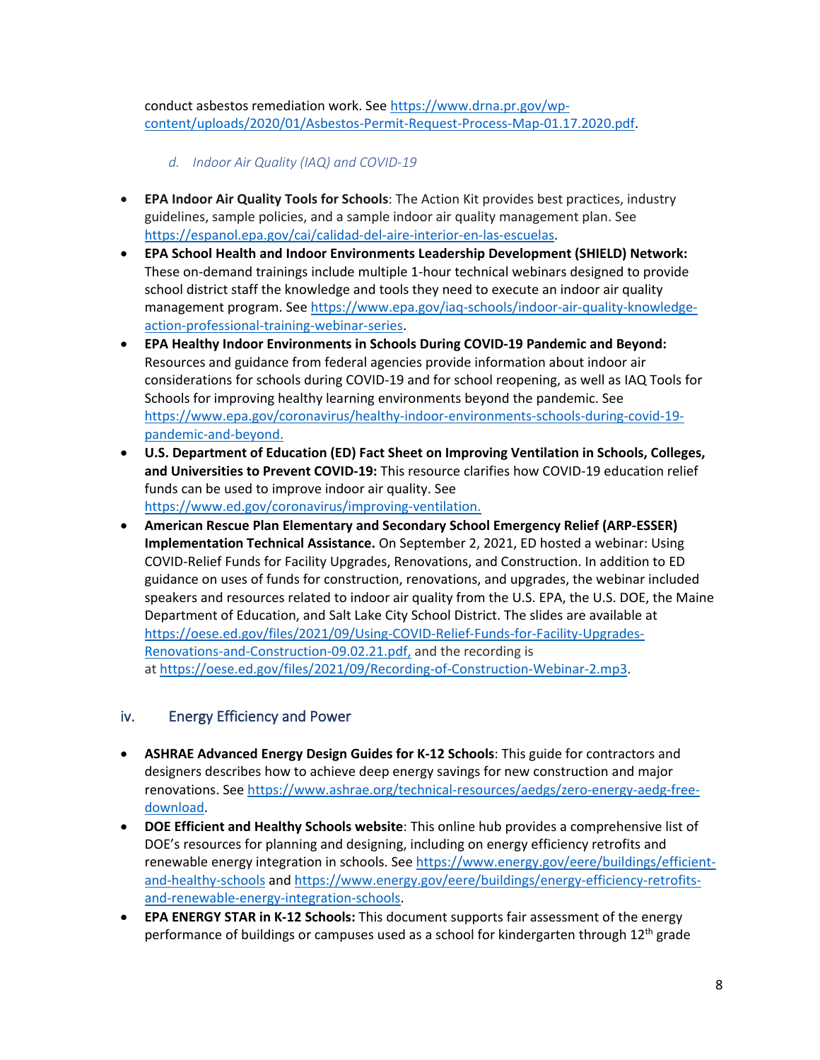conduct asbestos remediation work. See https://www.drna.pr.gov/wp-content/uploads/2020/01/Asbestos-Permit-Request-Process-Map-01.17.2020.pdf.

*d. Indoor Air Quality (IAQ) and COVID-19*

- **EPA Indoor Air Quality Tools for Schools**: The Action Kit provides best practices, industry guidelines, sample policies, and a sample indoor air quality management plan. See https://espanol.epa.gov/cai/calidad-del-aire-interior-en-las-escuelas.
- **EPA School Health and Indoor Environments Leadership Development (SHIELD) Network:** These on-demand trainings include multiple 1-hour technical webinars designed to provide school district staff the knowledge and tools they need to execute an indoor air quality management program. See https://www.epa.gov/iaq-schools/indoor-air-quality-knowledge-action-professional-training-webinar-series.
- **EPA Healthy Indoor Environments in Schools During COVID-19 Pandemic and Beyond:** Resources and guidance from federal agencies provide information about indoor air considerations for schools during COVID-19 and for school reopening, as well as IAQ Tools for Schools for improving healthy learning environments beyond the pandemic. See https://www.epa.gov/coronavirus/healthy-indoor-environments-schools-during-covid-19-pandemic-and-beyond.
- **U.S. Department of Education (ED) Fact Sheet on Improving Ventilation in Schools, Colleges, and Universities to Prevent COVID-19:** This resource clarifies how COVID-19 education relief funds can be used to improve indoor air quality. See https://www.ed.gov/coronavirus/improving-ventilation.
- **American Rescue Plan Elementary and Secondary School Emergency Relief (ARP-ESSER) Implementation Technical Assistance.** On September 2, 2021, ED hosted a webinar: Using COVID-Relief Funds for Facility Upgrades, Renovations, and Construction. In addition to ED guidance on uses of funds for construction, renovations, and upgrades, the webinar included speakers and resources related to indoor air quality from the U.S. EPA, the U.S. DOE, the Maine Department of Education, and Salt Lake City School District. The slides are available at https://oese.ed.gov/files/2021/09/Using-COVID-Relief-Funds-for-Facility-Upgrades-Renovations-and-Construction-09.02.21.pdf, and the recording is at https://oese.ed.gov/files/2021/09/Recording-of-Construction-Webinar-2.mp3.

### iv. Energy Efficiency and Power

- **ASHRAE Advanced Energy Design Guides for K-12 Schools**: This guide for contractors and designers describes how to achieve deep energy savings for new construction and major renovations. See https://www.ashrae.org/technical-resources/aedgs/zero-energy-aedg-free-download.
- **DOE Efficient and Healthy Schools website**: This online hub provides a comprehensive list of DOE's resources for planning and designing, including on energy efficiency retrofits and renewable energy integration in schools. See https://www.energy.gov/eere/buildings/efficient-and-healthy-schools and https://www.energy.gov/eere/buildings/energy-efficiency-retrofits-and-renewable-energy-integration-schools.
- **EPA ENERGY STAR in K-12 Schools:** This document supports fair assessment of the energy performance of buildings or campuses used as a school for kindergarten through 12th grade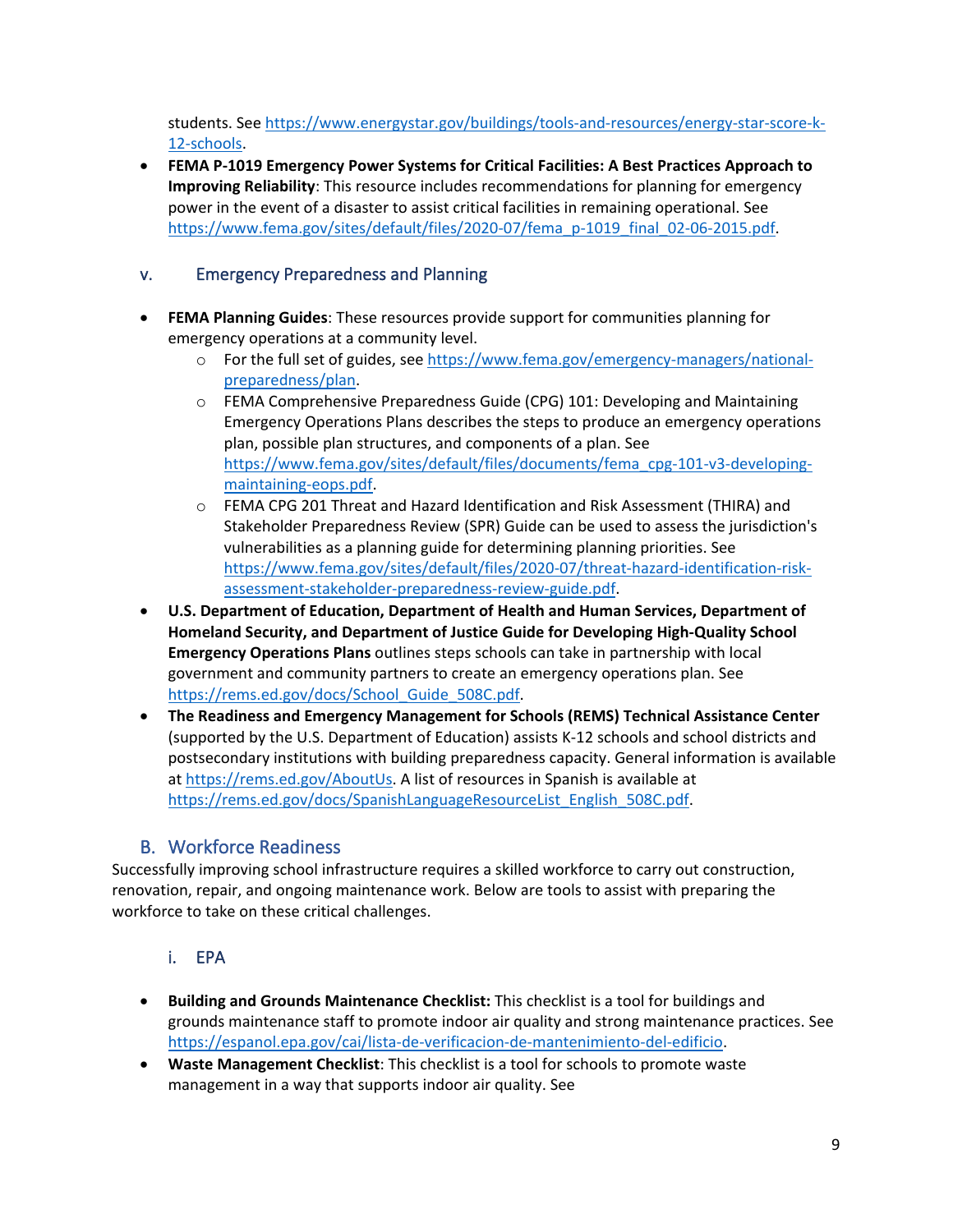students. See https://www.energystar.gov/buildings/tools-and-resources/energy-star-score-k-12-schools.

- **FEMA P-1019 Emergency Power Systems for Critical Facilities: A Best Practices Approach to Improving Reliability**: This resource includes recommendations for planning for emergency power in the event of a disaster to assist critical facilities in remaining operational. See https://www.fema.gov/sites/default/files/2020-07/fema_p-1019_final_02-06-2015.pdf.

### v. Emergency Preparedness and Planning

- **FEMA Planning Guides**: These resources provide support for communities planning for emergency operations at a community level.
    - For the full set of guides, see https://www.fema.gov/emergency-managers/national-preparedness/plan.
    - FEMA Comprehensive Preparedness Guide (CPG) 101: Developing and Maintaining Emergency Operations Plans describes the steps to produce an emergency operations plan, possible plan structures, and components of a plan. See https://www.fema.gov/sites/default/files/documents/fema_cpg-101-v3-developing-maintaining-eops.pdf.
    - FEMA CPG 201 Threat and Hazard Identification and Risk Assessment (THIRA) and Stakeholder Preparedness Review (SPR) Guide can be used to assess the jurisdiction's vulnerabilities as a planning guide for determining planning priorities. See https://www.fema.gov/sites/default/files/2020-07/threat-hazard-identification-risk-assessment-stakeholder-preparedness-review-guide.pdf.
- **U.S. Department of Education, Department of Health and Human Services, Department of Homeland Security, and Department of Justice Guide for Developing High-Quality School Emergency Operations Plans** outlines steps schools can take in partnership with local government and community partners to create an emergency operations plan. See https://rems.ed.gov/docs/School_Guide_508C.pdf.
- **The Readiness and Emergency Management for Schools (REMS) Technical Assistance Center** (supported by the U.S. Department of Education) assists K-12 schools and school districts and postsecondary institutions with building preparedness capacity. General information is available at https://rems.ed.gov/AboutUs. A list of resources in Spanish is available at https://rems.ed.gov/docs/SpanishLanguageResourceList_English_508C.pdf.

## B. Workforce Readiness

Successfully improving school infrastructure requires a skilled workforce to carry out construction, renovation, repair, and ongoing maintenance work. Below are tools to assist with preparing the workforce to take on these critical challenges.

### i. EPA

- **Building and Grounds Maintenance Checklist:** This checklist is a tool for buildings and grounds maintenance staff to promote indoor air quality and strong maintenance practices. See https://espanol.epa.gov/cai/lista-de-verificacion-de-mantenimiento-del-edificio.
- **Waste Management Checklist**: This checklist is a tool for schools to promote waste management in a way that supports indoor air quality. See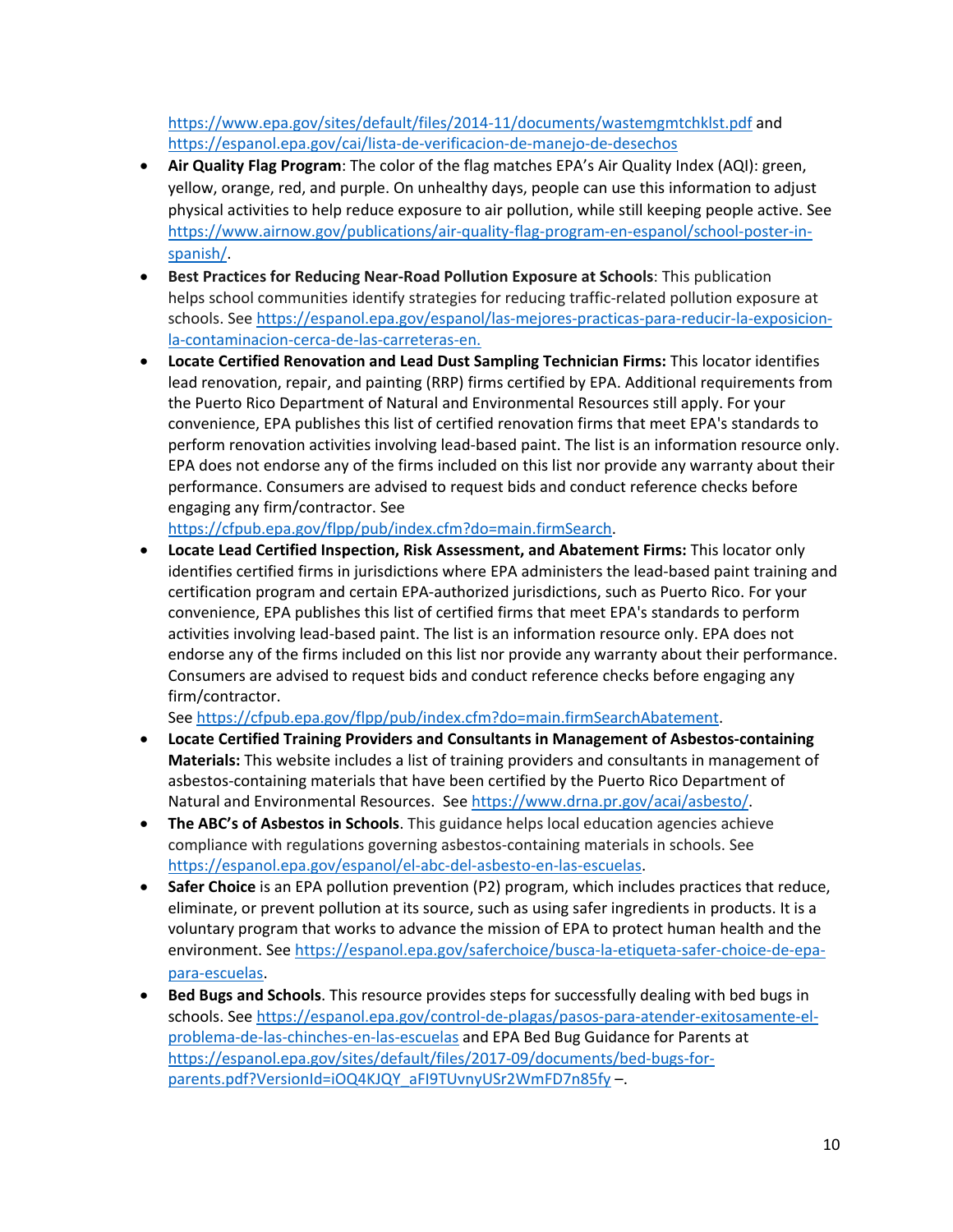https://www.epa.gov/sites/default/files/2014-11/documents/wastemgmtchklst.pdf and https://espanol.epa.gov/cai/lista-de-verificacion-de-manejo-de-desechos

- **Air Quality Flag Program**: The color of the flag matches EPA's Air Quality Index (AQI): green, yellow, orange, red, and purple. On unhealthy days, people can use this information to adjust physical activities to help reduce exposure to air pollution, while still keeping people active. See https://www.airnow.gov/publications/air-quality-flag-program-en-espanol/school-poster-in-spanish/.
- **Best Practices for Reducing Near-Road Pollution Exposure at Schools**: This publication helps school communities identify strategies for reducing traffic-related pollution exposure at schools. See https://espanol.epa.gov/espanol/las-mejores-practicas-para-reducir-la-exposicion-la-contaminacion-cerca-de-las-carreteras-en.
- **Locate Certified Renovation and Lead Dust Sampling Technician Firms:** This locator identifies lead renovation, repair, and painting (RRP) firms certified by EPA. Additional requirements from the Puerto Rico Department of Natural and Environmental Resources still apply. For your convenience, EPA publishes this list of certified renovation firms that meet EPA's standards to perform renovation activities involving lead-based paint. The list is an information resource only. EPA does not endorse any of the firms included on this list nor provide any warranty about their performance. Consumers are advised to request bids and conduct reference checks before engaging any firm/contractor. See https://cfpub.epa.gov/flpp/pub/index.cfm?do=main.firmSearch.
- **Locate Lead Certified Inspection, Risk Assessment, and Abatement Firms:** This locator only identifies certified firms in jurisdictions where EPA administers the lead-based paint training and certification program and certain EPA-authorized jurisdictions, such as Puerto Rico. For your convenience, EPA publishes this list of certified firms that meet EPA's standards to perform activities involving lead-based paint. The list is an information resource only. EPA does not endorse any of the firms included on this list nor provide any warranty about their performance. Consumers are advised to request bids and conduct reference checks before engaging any firm/contractor. See https://cfpub.epa.gov/flpp/pub/index.cfm?do=main.firmSearchAbatement.
- **Locate Certified Training Providers and Consultants in Management of Asbestos-containing Materials:** This website includes a list of training providers and consultants in management of asbestos-containing materials that have been certified by the Puerto Rico Department of Natural and Environmental Resources. See https://www.drna.pr.gov/acai/asbesto/.
- **The ABC's of Asbestos in Schools**. This guidance helps local education agencies achieve compliance with regulations governing asbestos-containing materials in schools. See https://espanol.epa.gov/espanol/el-abc-del-asbesto-en-las-escuelas.
- **Safer Choice** is an EPA pollution prevention (P2) program, which includes practices that reduce, eliminate, or prevent pollution at its source, such as using safer ingredients in products. It is a voluntary program that works to advance the mission of EPA to protect human health and the environment. See https://espanol.epa.gov/saferchoice/busca-la-etiqueta-safer-choice-de-epa-para-escuelas.
- **Bed Bugs and Schools**. This resource provides steps for successfully dealing with bed bugs in schools. See https://espanol.epa.gov/control-de-plagas/pasos-para-atender-exitosamente-el-problema-de-las-chinches-en-las-escuelas and EPA Bed Bug Guidance for Parents at https://espanol.epa.gov/sites/default/files/2017-09/documents/bed-bugs-for-parents.pdf?VersionId=iOQ4KJQY_aFI9TUvnyUSr2WmFD7n85fy –.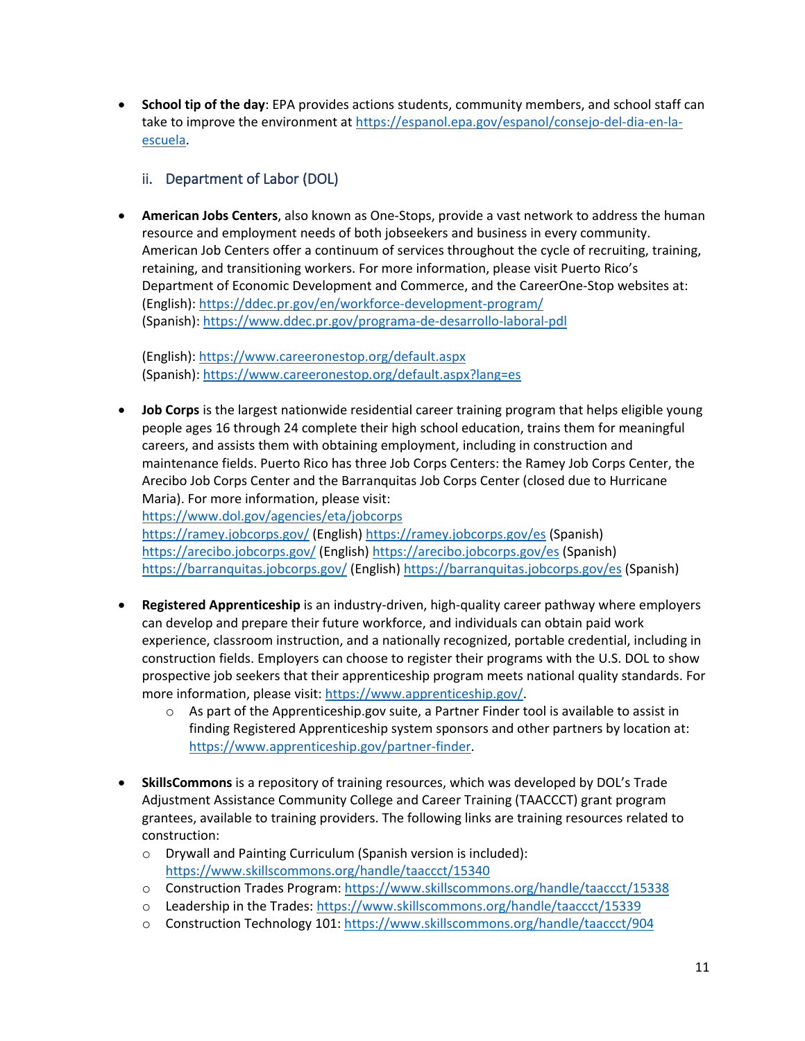- **School tip of the day**: EPA provides actions students, community members, and school staff can take to improve the environment at https://espanol.epa.gov/espanol/consejo-del-dia-en-la-escuela.

### ii. Department of Labor (DOL)

- **American Jobs Centers**, also known as One-Stops, provide a vast network to address the human resource and employment needs of both jobseekers and business in every community. American Job Centers offer a continuum of services throughout the cycle of recruiting, training, retaining, and transitioning workers. For more information, please visit Puerto Rico's Department of Economic Development and Commerce, and the CareerOne-Stop websites at:
  (English): https://ddec.pr.gov/en/workforce-development-program/
  (Spanish): https://www.ddec.pr.gov/programa-de-desarrollo-laboral-pdl

  (English): https://www.careeronestop.org/default.aspx
  (Spanish): https://www.careeronestop.org/default.aspx?lang=es

- **Job Corps** is the largest nationwide residential career training program that helps eligible young people ages 16 through 24 complete their high school education, trains them for meaningful careers, and assists them with obtaining employment, including in construction and maintenance fields. Puerto Rico has three Job Corps Centers: the Ramey Job Corps Center, the Arecibo Job Corps Center and the Barranquitas Job Corps Center (closed due to Hurricane Maria). For more information, please visit:
  https://www.dol.gov/agencies/eta/jobcorps
  https://ramey.jobcorps.gov/ (English) https://ramey.jobcorps.gov/es (Spanish)
  https://arecibo.jobcorps.gov/ (English) https://arecibo.jobcorps.gov/es (Spanish)
  https://barranquitas.jobcorps.gov/ (English) https://barranquitas.jobcorps.gov/es (Spanish)

- **Registered Apprenticeship** is an industry-driven, high-quality career pathway where employers can develop and prepare their future workforce, and individuals can obtain paid work experience, classroom instruction, and a nationally recognized, portable credential, including in construction fields. Employers can choose to register their programs with the U.S. DOL to show prospective job seekers that their apprenticeship program meets national quality standards. For more information, please visit: https://www.apprenticeship.gov/.
  - As part of the Apprenticeship.gov suite, a Partner Finder tool is available to assist in finding Registered Apprenticeship system sponsors and other partners by location at: https://www.apprenticeship.gov/partner-finder.

- **SkillsCommons** is a repository of training resources, which was developed by DOL's Trade Adjustment Assistance Community College and Career Training (TAACCCT) grant program grantees, available to training providers. The following links are training resources related to construction:
  - Drywall and Painting Curriculum (Spanish version is included): https://www.skillscommons.org/handle/taaccct/15340
  - Construction Trades Program: https://www.skillscommons.org/handle/taaccct/15338
  - Leadership in the Trades: https://www.skillscommons.org/handle/taaccct/15339
  - Construction Technology 101: https://www.skillscommons.org/handle/taaccct/904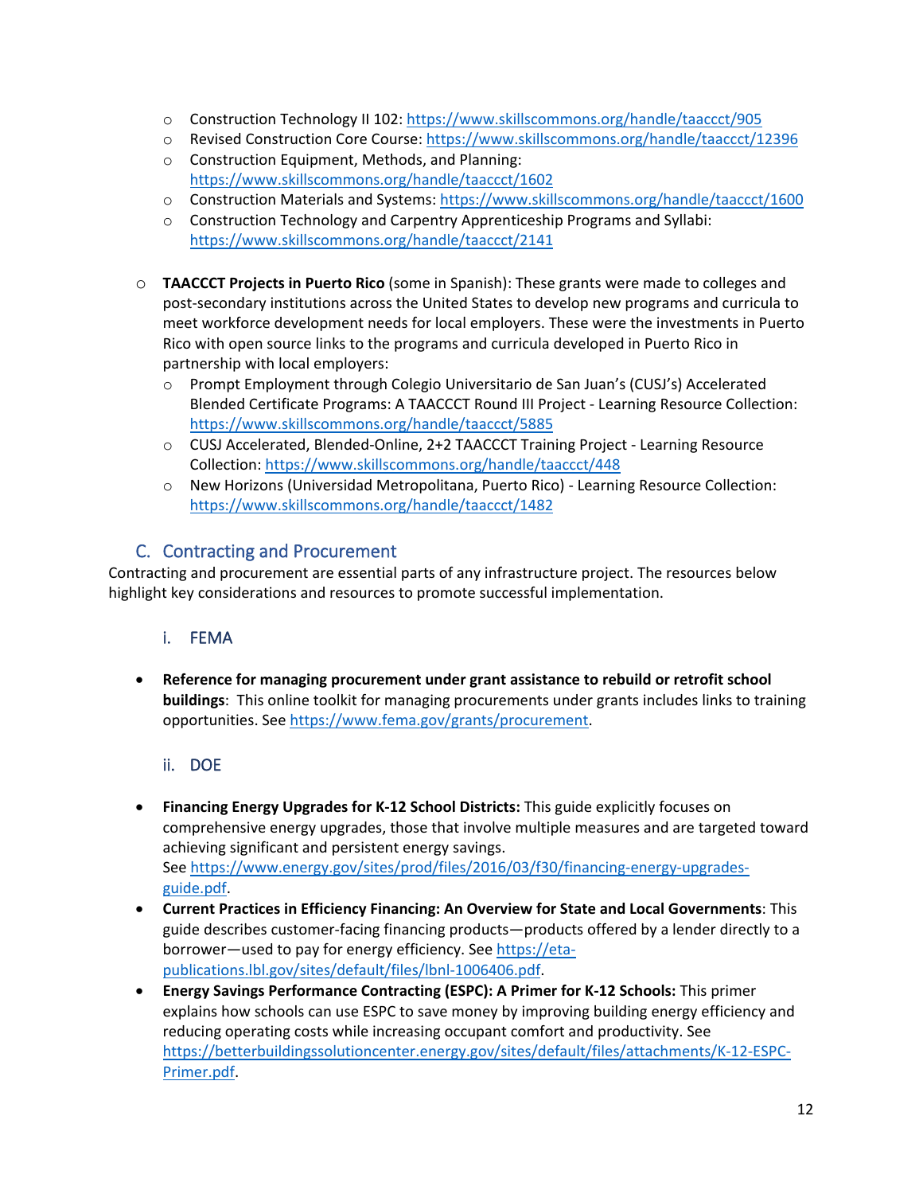- Construction Technology II 102: https://www.skillscommons.org/handle/taaccct/905
    - Revised Construction Core Course: https://www.skillscommons.org/handle/taaccct/12396
    - Construction Equipment, Methods, and Planning: https://www.skillscommons.org/handle/taaccct/1602
    - Construction Materials and Systems: https://www.skillscommons.org/handle/taaccct/1600
    - Construction Technology and Carpentry Apprenticeship Programs and Syllabi: https://www.skillscommons.org/handle/taaccct/2141

- **TAACCCT Projects in Puerto Rico** (some in Spanish): These grants were made to colleges and post-secondary institutions across the United States to develop new programs and curricula to meet workforce development needs for local employers. These were the investments in Puerto Rico with open source links to the programs and curricula developed in Puerto Rico in partnership with local employers:
    - Prompt Employment through Colegio Universitario de San Juan's (CUSJ's) Accelerated Blended Certificate Programs: A TAACCCT Round III Project - Learning Resource Collection: https://www.skillscommons.org/handle/taaccct/5885
    - CUSJ Accelerated, Blended-Online, 2+2 TAACCCT Training Project - Learning Resource Collection: https://www.skillscommons.org/handle/taaccct/448
    - New Horizons (Universidad Metropolitana, Puerto Rico) - Learning Resource Collection: https://www.skillscommons.org/handle/taaccct/1482

## C. Contracting and Procurement

Contracting and procurement are essential parts of any infrastructure project. The resources below highlight key considerations and resources to promote successful implementation.

### i. FEMA

- **Reference for managing procurement under grant assistance to rebuild or retrofit school buildings**: This online toolkit for managing procurements under grants includes links to training opportunities. See https://www.fema.gov/grants/procurement.

### ii. DOE

- **Financing Energy Upgrades for K-12 School Districts:** This guide explicitly focuses on comprehensive energy upgrades, those that involve multiple measures and are targeted toward achieving significant and persistent energy savings. See https://www.energy.gov/sites/prod/files/2016/03/f30/financing-energy-upgrades-guide.pdf.
- **Current Practices in Efficiency Financing: An Overview for State and Local Governments**: This guide describes customer-facing financing products—products offered by a lender directly to a borrower—used to pay for energy efficiency. See https://eta-publications.lbl.gov/sites/default/files/lbnl-1006406.pdf.
- **Energy Savings Performance Contracting (ESPC): A Primer for K-12 Schools:** This primer explains how schools can use ESPC to save money by improving building energy efficiency and reducing operating costs while increasing occupant comfort and productivity. See https://betterbuildingssolutioncenter.energy.gov/sites/default/files/attachments/K-12-ESPC-Primer.pdf.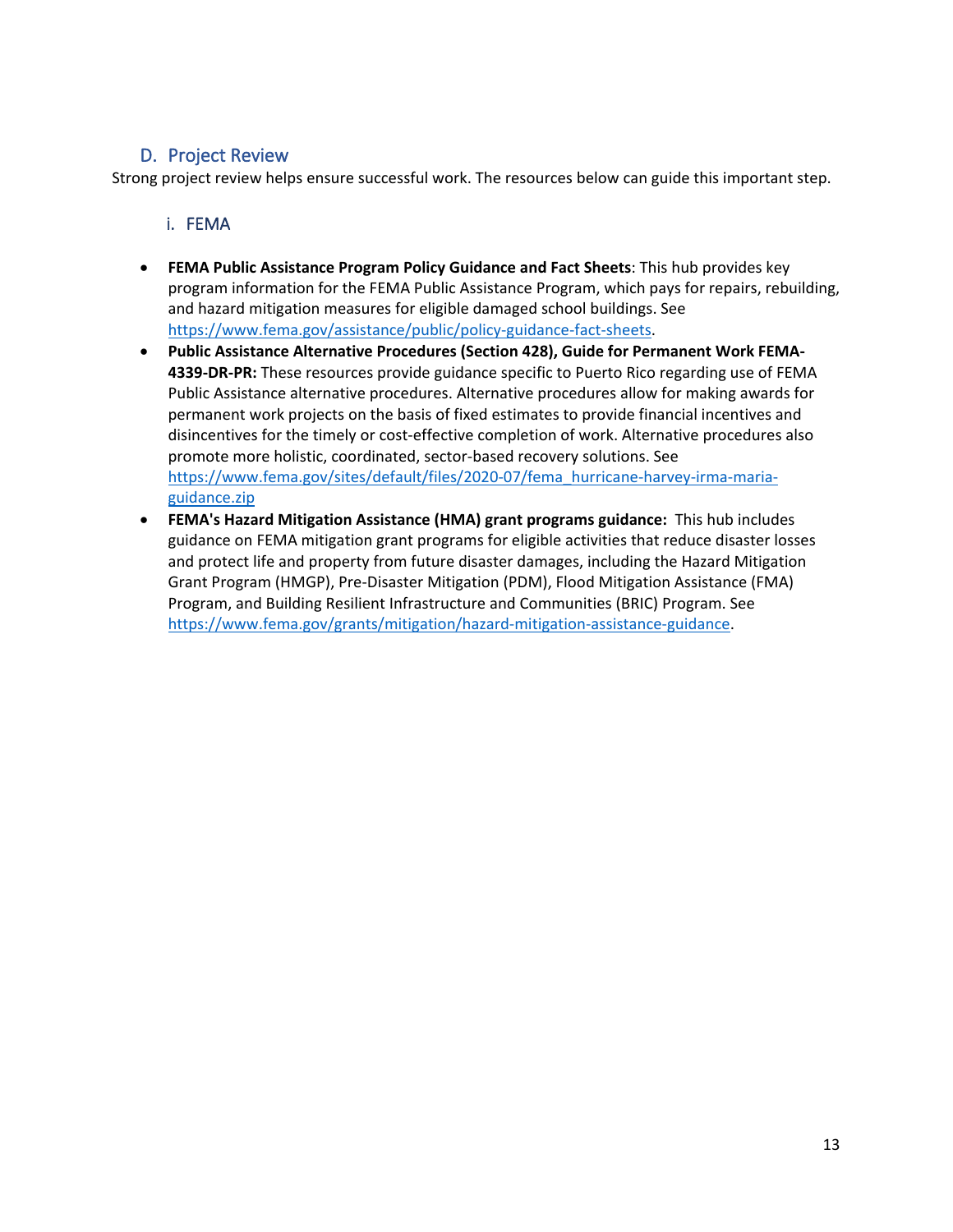## D. Project Review

Strong project review helps ensure successful work. The resources below can guide this important step.

### i. FEMA

- **FEMA Public Assistance Program Policy Guidance and Fact Sheets**: This hub provides key program information for the FEMA Public Assistance Program, which pays for repairs, rebuilding, and hazard mitigation measures for eligible damaged school buildings. See https://www.fema.gov/assistance/public/policy-guidance-fact-sheets.
- **Public Assistance Alternative Procedures (Section 428), Guide for Permanent Work FEMA-4339-DR-PR:** These resources provide guidance specific to Puerto Rico regarding use of FEMA Public Assistance alternative procedures. Alternative procedures allow for making awards for permanent work projects on the basis of fixed estimates to provide financial incentives and disincentives for the timely or cost-effective completion of work. Alternative procedures also promote more holistic, coordinated, sector-based recovery solutions. See https://www.fema.gov/sites/default/files/2020-07/fema_hurricane-harvey-irma-maria-guidance.zip
- **FEMA's Hazard Mitigation Assistance (HMA) grant programs guidance:** This hub includes guidance on FEMA mitigation grant programs for eligible activities that reduce disaster losses and protect life and property from future disaster damages, including the Hazard Mitigation Grant Program (HMGP), Pre-Disaster Mitigation (PDM), Flood Mitigation Assistance (FMA) Program, and Building Resilient Infrastructure and Communities (BRIC) Program. See https://www.fema.gov/grants/mitigation/hazard-mitigation-assistance-guidance.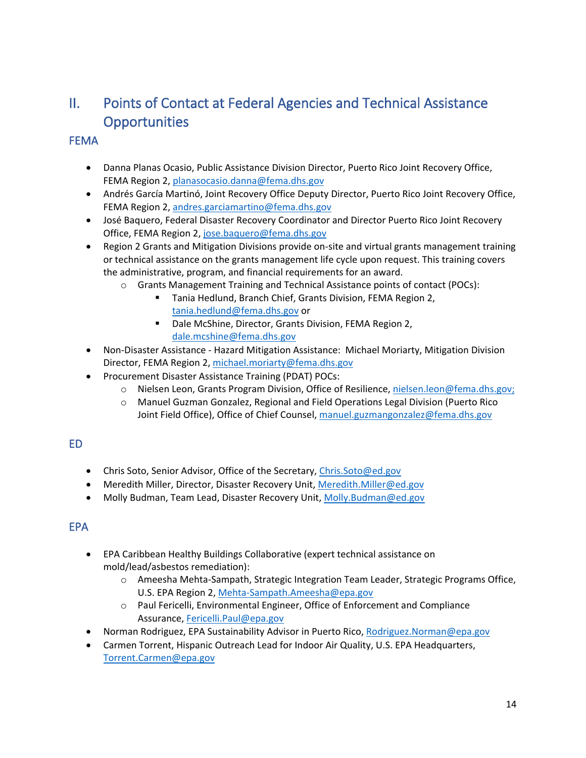# II. Points of Contact at Federal Agencies and Technical Assistance Opportunities

## FEMA

- Danna Planas Ocasio, Public Assistance Division Director, Puerto Rico Joint Recovery Office, FEMA Region 2, planasocasio.danna@fema.dhs.gov
- Andrés García Martinó, Joint Recovery Office Deputy Director, Puerto Rico Joint Recovery Office, FEMA Region 2, andres.garciamartino@fema.dhs.gov
- José Baquero, Federal Disaster Recovery Coordinator and Director Puerto Rico Joint Recovery Office, FEMA Region 2, jose.baquero@fema.dhs.gov
- Region 2 Grants and Mitigation Divisions provide on-site and virtual grants management training or technical assistance on the grants management life cycle upon request. This training covers the administrative, program, and financial requirements for an award.
  - Grants Management Training and Technical Assistance points of contact (POCs):
    - Tania Hedlund, Branch Chief, Grants Division, FEMA Region 2, tania.hedlund@fema.dhs.gov or
    - Dale McShine, Director, Grants Division, FEMA Region 2, dale.mcshine@fema.dhs.gov
- Non-Disaster Assistance - Hazard Mitigation Assistance: Michael Moriarty, Mitigation Division Director, FEMA Region 2, michael.moriarty@fema.dhs.gov
- Procurement Disaster Assistance Training (PDAT) POCs:
  - Nielsen Leon, Grants Program Division, Office of Resilience, nielsen.leon@fema.dhs.gov;
  - Manuel Guzman Gonzalez, Regional and Field Operations Legal Division (Puerto Rico Joint Field Office), Office of Chief Counsel, manuel.guzmangonzalez@fema.dhs.gov

## ED

- Chris Soto, Senior Advisor, Office of the Secretary, Chris.Soto@ed.gov
- Meredith Miller, Director, Disaster Recovery Unit, Meredith.Miller@ed.gov
- Molly Budman, Team Lead, Disaster Recovery Unit, Molly.Budman@ed.gov

## EPA

- EPA Caribbean Healthy Buildings Collaborative (expert technical assistance on mold/lead/asbestos remediation):
  - Ameesha Mehta-Sampath, Strategic Integration Team Leader, Strategic Programs Office, U.S. EPA Region 2, Mehta-Sampath.Ameesha@epa.gov
  - Paul Fericelli, Environmental Engineer, Office of Enforcement and Compliance Assurance, Fericelli.Paul@epa.gov
- Norman Rodriguez, EPA Sustainability Advisor in Puerto Rico, Rodriguez.Norman@epa.gov
- Carmen Torrent, Hispanic Outreach Lead for Indoor Air Quality, U.S. EPA Headquarters, Torrent.Carmen@epa.gov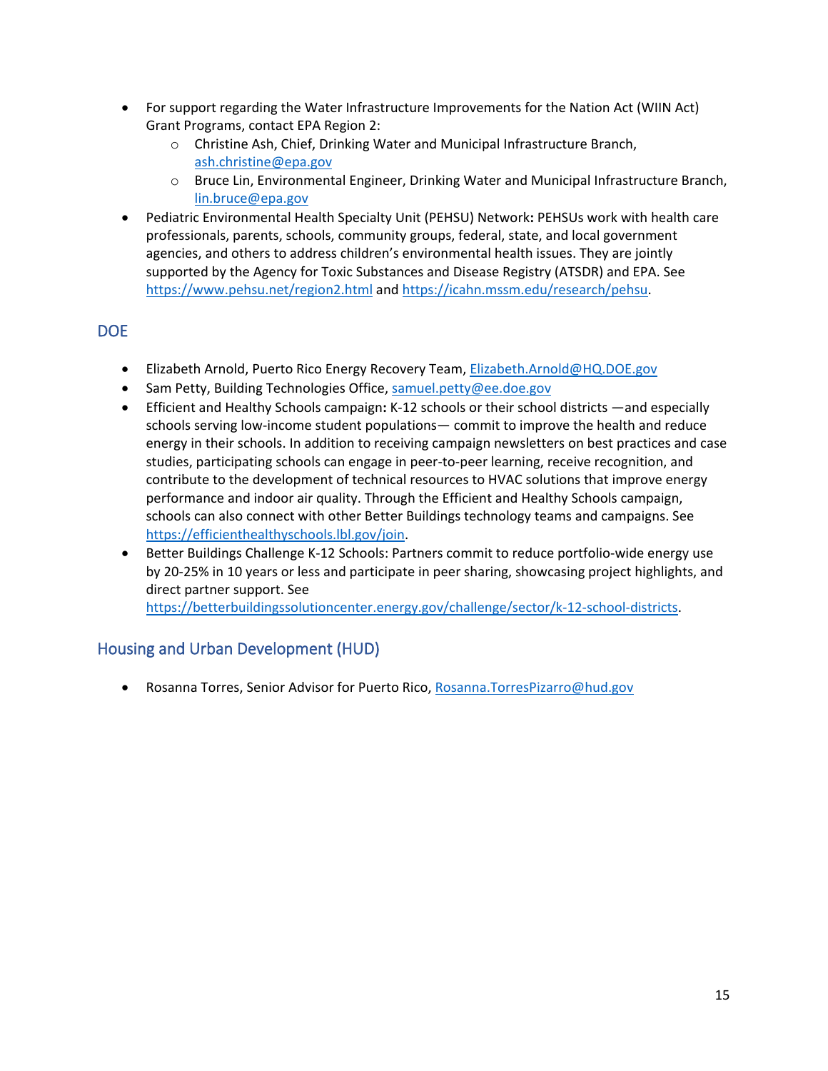- For support regarding the Water Infrastructure Improvements for the Nation Act (WIIN Act) Grant Programs, contact EPA Region 2:
  - Christine Ash, Chief, Drinking Water and Municipal Infrastructure Branch, ash.christine@epa.gov
  - Bruce Lin, Environmental Engineer, Drinking Water and Municipal Infrastructure Branch, lin.bruce@epa.gov
- Pediatric Environmental Health Specialty Unit (PEHSU) Network**:** PEHSUs work with health care professionals, parents, schools, community groups, federal, state, and local government agencies, and others to address children's environmental health issues. They are jointly supported by the Agency for Toxic Substances and Disease Registry (ATSDR) and EPA. See https://www.pehsu.net/region2.html and https://icahn.mssm.edu/research/pehsu.

## DOE

- Elizabeth Arnold, Puerto Rico Energy Recovery Team, Elizabeth.Arnold@HQ.DOE.gov
- Sam Petty, Building Technologies Office, samuel.petty@ee.doe.gov
- Efficient and Healthy Schools campaign**:** K-12 schools or their school districts —and especially schools serving low-income student populations— commit to improve the health and reduce energy in their schools. In addition to receiving campaign newsletters on best practices and case studies, participating schools can engage in peer-to-peer learning, receive recognition, and contribute to the development of technical resources to HVAC solutions that improve energy performance and indoor air quality. Through the Efficient and Healthy Schools campaign, schools can also connect with other Better Buildings technology teams and campaigns. See https://efficienthealthyschools.lbl.gov/join.
- Better Buildings Challenge K-12 Schools: Partners commit to reduce portfolio-wide energy use by 20-25% in 10 years or less and participate in peer sharing, showcasing project highlights, and direct partner support. See https://betterbuildingssolutioncenter.energy.gov/challenge/sector/k-12-school-districts.

## Housing and Urban Development (HUD)

- Rosanna Torres, Senior Advisor for Puerto Rico, Rosanna.TorresPizarro@hud.gov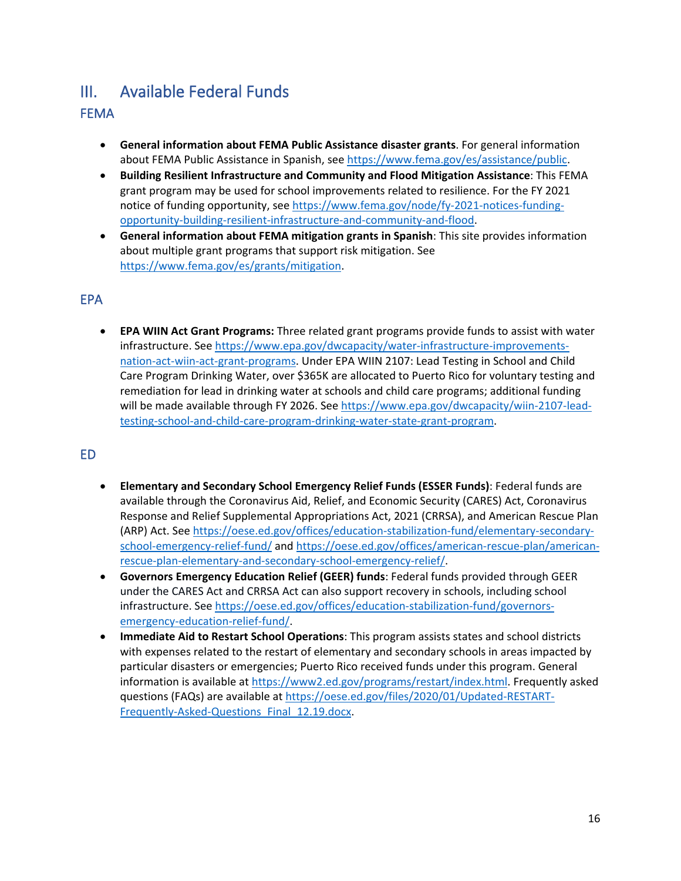# III. Available Federal Funds

## FEMA

- **General information about FEMA Public Assistance disaster grants**. For general information about FEMA Public Assistance in Spanish, see https://www.fema.gov/es/assistance/public.
- **Building Resilient Infrastructure and Community and Flood Mitigation Assistance**: This FEMA grant program may be used for school improvements related to resilience. For the FY 2021 notice of funding opportunity, see https://www.fema.gov/node/fy-2021-notices-funding-opportunity-building-resilient-infrastructure-and-community-and-flood.
- **General information about FEMA mitigation grants in Spanish**: This site provides information about multiple grant programs that support risk mitigation. See https://www.fema.gov/es/grants/mitigation.

## EPA

- **EPA WIIN Act Grant Programs:** Three related grant programs provide funds to assist with water infrastructure. See https://www.epa.gov/dwcapacity/water-infrastructure-improvements-nation-act-wiin-act-grant-programs. Under EPA WIIN 2107: Lead Testing in School and Child Care Program Drinking Water, over $365K are allocated to Puerto Rico for voluntary testing and remediation for lead in drinking water at schools and child care programs; additional funding will be made available through FY 2026. See https://www.epa.gov/dwcapacity/wiin-2107-lead-testing-school-and-child-care-program-drinking-water-state-grant-program.

## ED

- **Elementary and Secondary School Emergency Relief Funds (ESSER Funds)**: Federal funds are available through the Coronavirus Aid, Relief, and Economic Security (CARES) Act, Coronavirus Response and Relief Supplemental Appropriations Act, 2021 (CRRSA), and American Rescue Plan (ARP) Act. See https://oese.ed.gov/offices/education-stabilization-fund/elementary-secondary-school-emergency-relief-fund/ and https://oese.ed.gov/offices/american-rescue-plan/american-rescue-plan-elementary-and-secondary-school-emergency-relief/.
- **Governors Emergency Education Relief (GEER) funds**: Federal funds provided through GEER under the CARES Act and CRRSA Act can also support recovery in schools, including school infrastructure. See https://oese.ed.gov/offices/education-stabilization-fund/governors-emergency-education-relief-fund/.
- **Immediate Aid to Restart School Operations**: This program assists states and school districts with expenses related to the restart of elementary and secondary schools in areas impacted by particular disasters or emergencies; Puerto Rico received funds under this program. General information is available at https://www2.ed.gov/programs/restart/index.html. Frequently asked questions (FAQs) are available at https://oese.ed.gov/files/2020/01/Updated-RESTART-Frequently-Asked-Questions_Final_12.19.docx.